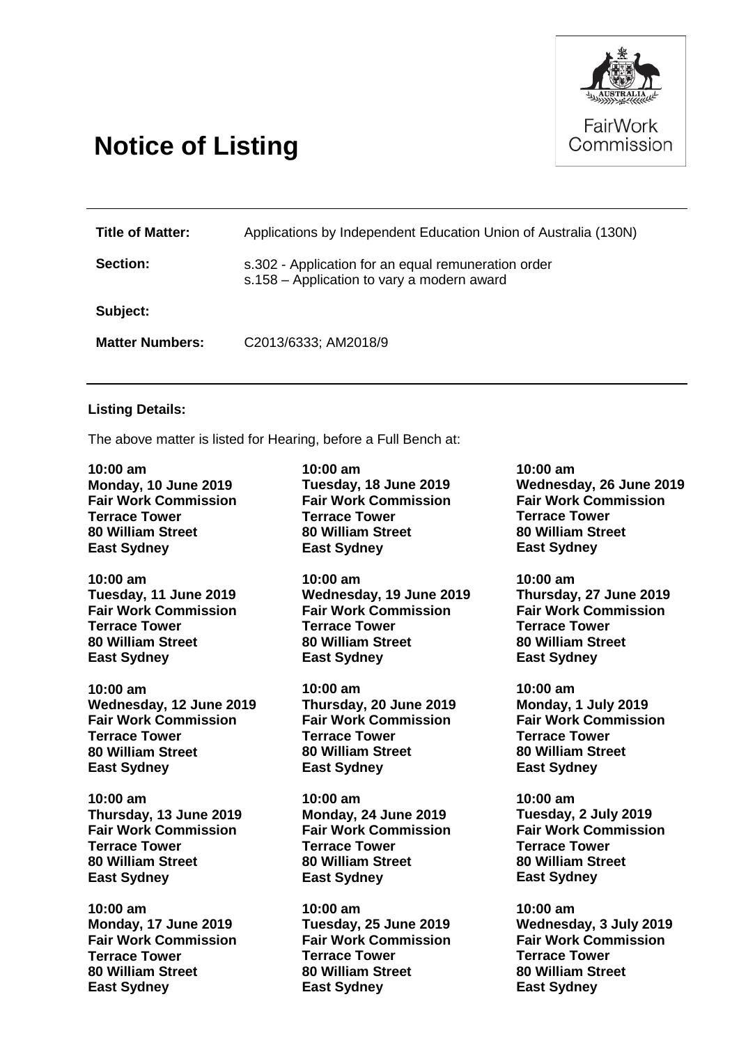# Notice of Listing

FairWork Commission

**Title of Matter:** Applications by Independent Education Union of Australia (130N)

**Section:** s.302 - Application for an equal remuneration order
s.158 – Application to vary a modern award

**Subject:**

**Matter Numbers:** C2013/6333; AM2018/9

**Listing Details:**

The above matter is listed for Hearing, before a Full Bench at:

**10:00 am**
**Monday, 10 June 2019**
**Fair Work Commission**
**Terrace Tower**
**80 William Street**
**East Sydney**

**10:00 am**
**Tuesday, 11 June 2019**
**Fair Work Commission**
**Terrace Tower**
**80 William Street**
**East Sydney**

**10:00 am**
**Wednesday, 12 June 2019**
**Fair Work Commission**
**Terrace Tower**
**80 William Street**
**East Sydney**

**10:00 am**
**Thursday, 13 June 2019**
**Fair Work Commission**
**Terrace Tower**
**80 William Street**
**East Sydney**

**10:00 am**
**Monday, 17 June 2019**
**Fair Work Commission**
**Terrace Tower**
**80 William Street**
**East Sydney**

**10:00 am**
**Tuesday, 18 June 2019**
**Fair Work Commission**
**Terrace Tower**
**80 William Street**
**East Sydney**

**10:00 am**
**Wednesday, 19 June 2019**
**Fair Work Commission**
**Terrace Tower**
**80 William Street**
**East Sydney**

**10:00 am**
**Thursday, 20 June 2019**
**Fair Work Commission**
**Terrace Tower**
**80 William Street**
**East Sydney**

**10:00 am**
**Monday, 24 June 2019**
**Fair Work Commission**
**Terrace Tower**
**80 William Street**
**East Sydney**

**10:00 am**
**Tuesday, 25 June 2019**
**Fair Work Commission**
**Terrace Tower**
**80 William Street**
**East Sydney**

**10:00 am**
**Wednesday, 26 June 2019**
**Fair Work Commission**
**Terrace Tower**
**80 William Street**
**East Sydney**

**10:00 am**
**Thursday, 27 June 2019**
**Fair Work Commission**
**Terrace Tower**
**80 William Street**
**East Sydney**

**10:00 am**
**Monday, 1 July 2019**
**Fair Work Commission**
**Terrace Tower**
**80 William Street**
**East Sydney**

**10:00 am**
**Tuesday, 2 July 2019**
**Fair Work Commission**
**Terrace Tower**
**80 William Street**
**East Sydney**

**10:00 am**
**Wednesday, 3 July 2019**
**Fair Work Commission**
**Terrace Tower**
**80 William Street**
**East Sydney**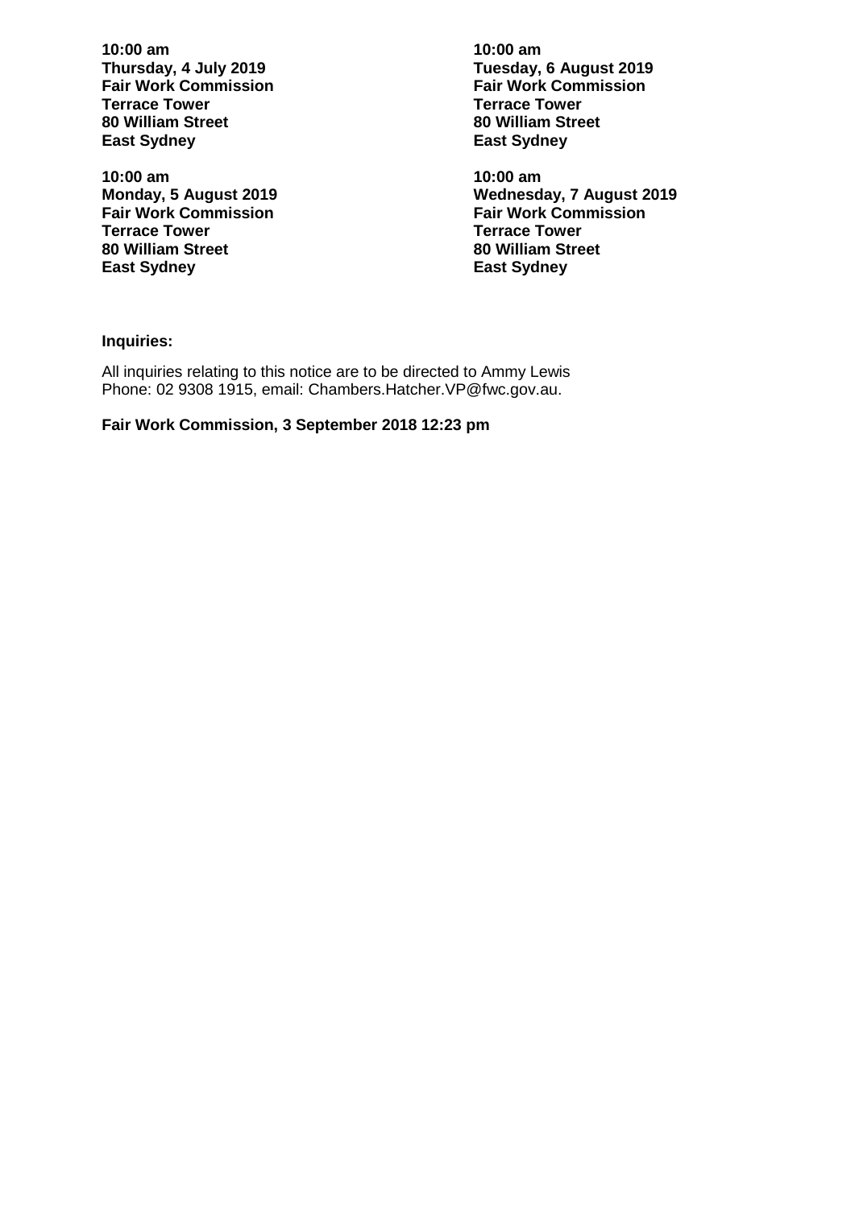**10:00 am**
**Thursday, 4 July 2019**
**Fair Work Commission**
**Terrace Tower**
**80 William Street**
**East Sydney**

**10:00 am**
**Monday, 5 August 2019**
**Fair Work Commission**
**Terrace Tower**
**80 William Street**
**East Sydney**

**10:00 am**
**Tuesday, 6 August 2019**
**Fair Work Commission**
**Terrace Tower**
**80 William Street**
**East Sydney**

**10:00 am**
**Wednesday, 7 August 2019**
**Fair Work Commission**
**Terrace Tower**
**80 William Street**
**East Sydney**

**Inquiries:**

All inquiries relating to this notice are to be directed to Ammy Lewis
Phone: 02 9308 1915, email: Chambers.Hatcher.VP@fwc.gov.au.

**Fair Work Commission, 3 September 2018 12:23 pm**